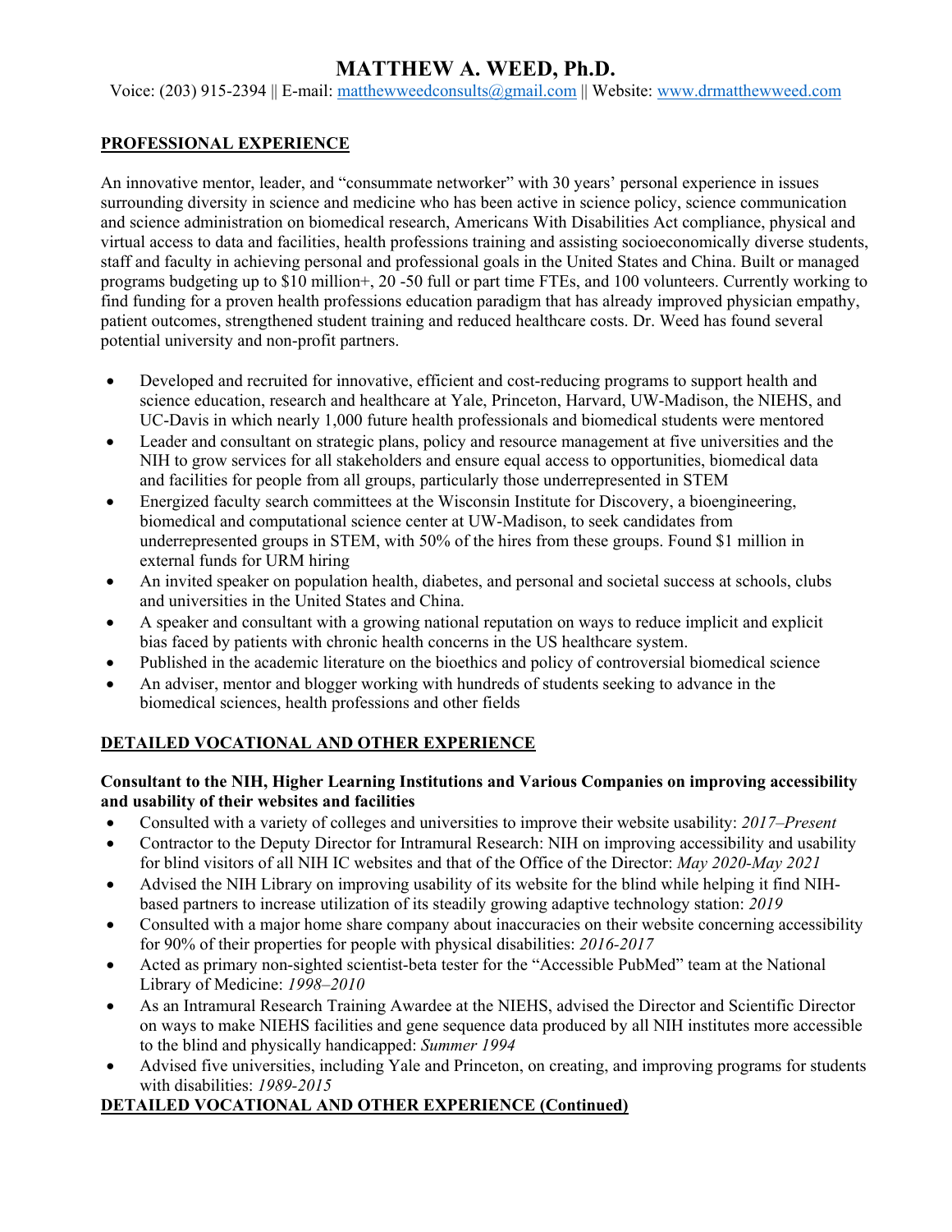# MATTHEW A. WEED, Ph.D.

Voice: (203) 915-2394 || E-mail: matthewweedconsults@gmail.com || Website: www.drmatthewweed.com

## PROFESSIONAL EXPERIENCE

An innovative mentor, leader, and "consummate networker" with 30 years' personal experience in issues surrounding diversity in science and medicine who has been active in science policy, science communication and science administration on biomedical research, Americans With Disabilities Act compliance, physical and virtual access to data and facilities, health professions training and assisting socioeconomically diverse students, staff and faculty in achieving personal and professional goals in the United States and China. Built or managed programs budgeting up to $10 million+, 20 -50 full or part time FTEs, and 100 volunteers. Currently working to find funding for a proven health professions education paradigm that has already improved physician empathy, patient outcomes, strengthened student training and reduced healthcare costs. Dr. Weed has found several potential university and non-profit partners.

- Developed and recruited for innovative, efficient and cost-reducing programs to support health and science education, research and healthcare at Yale, Princeton, Harvard, UW-Madison, the NIEHS, and UC-Davis in which nearly 1,000 future health professionals and biomedical students were mentored
- Leader and consultant on strategic plans, policy and resource management at five universities and the NIH to grow services for all stakeholders and ensure equal access to opportunities, biomedical data and facilities for people from all groups, particularly those underrepresented in STEM
- Energized faculty search committees at the Wisconsin Institute for Discovery, a bioengineering, biomedical and computational science center at UW-Madison, to seek candidates from underrepresented groups in STEM, with 50% of the hires from these groups. Found $1 million in external funds for URM hiring
- An invited speaker on population health, diabetes, and personal and societal success at schools, clubs and universities in the United States and China.
- A speaker and consultant with a growing national reputation on ways to reduce implicit and explicit bias faced by patients with chronic health concerns in the US healthcare system.
- Published in the academic literature on the bioethics and policy of controversial biomedical science
- An adviser, mentor and blogger working with hundreds of students seeking to advance in the biomedical sciences, health professions and other fields

## DETAILED VOCATIONAL AND OTHER EXPERIENCE

**Consultant to the NIH, Higher Learning Institutions and Various Companies on improving accessibility and usability of their websites and facilities**

- Consulted with a variety of colleges and universities to improve their website usability: *2017–Present*
- Contractor to the Deputy Director for Intramural Research: NIH on improving accessibility and usability for blind visitors of all NIH IC websites and that of the Office of the Director: *May 2020-May 2021*
- Advised the NIH Library on improving usability of its website for the blind while helping it find NIH-based partners to increase utilization of its steadily growing adaptive technology station: *2019*
- Consulted with a major home share company about inaccuracies on their website concerning accessibility for 90% of their properties for people with physical disabilities: *2016-2017*
- Acted as primary non-sighted scientist-beta tester for the "Accessible PubMed" team at the National Library of Medicine: *1998–2010*
- As an Intramural Research Training Awardee at the NIEHS, advised the Director and Scientific Director on ways to make NIEHS facilities and gene sequence data produced by all NIH institutes more accessible to the blind and physically handicapped: *Summer 1994*
- Advised five universities, including Yale and Princeton, on creating, and improving programs for students with disabilities: *1989-2015*

## DETAILED VOCATIONAL AND OTHER EXPERIENCE (Continued)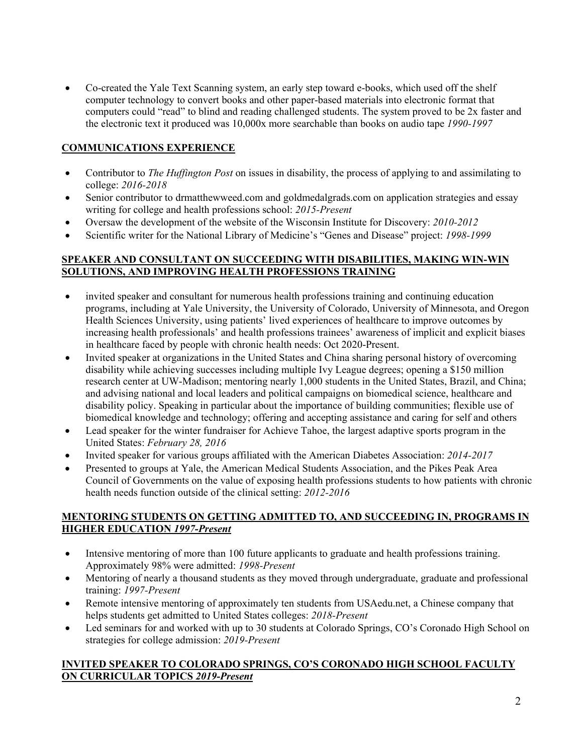- Co-created the Yale Text Scanning system, an early step toward e-books, which used off the shelf computer technology to convert books and other paper-based materials into electronic format that computers could "read" to blind and reading challenged students. The system proved to be 2x faster and the electronic text it produced was 10,000x more searchable than books on audio tape *1990-1997*

## COMMUNICATIONS EXPERIENCE

- Contributor to *The Huffington Post* on issues in disability, the process of applying to and assimilating to college: *2016-2018*
- Senior contributor to drmatthewweed.com and goldmedalgrads.com on application strategies and essay writing for college and health professions school: *2015-Present*
- Oversaw the development of the website of the Wisconsin Institute for Discovery: *2010-2012*
- Scientific writer for the National Library of Medicine's "Genes and Disease" project: *1998-1999*

## SPEAKER AND CONSULTANT ON SUCCEEDING WITH DISABILITIES, MAKING WIN-WIN SOLUTIONS, AND IMPROVING HEALTH PROFESSIONS TRAINING

- invited speaker and consultant for numerous health professions training and continuing education programs, including at Yale University, the University of Colorado, University of Minnesota, and Oregon Health Sciences University, using patients' lived experiences of healthcare to improve outcomes by increasing health professionals' and health professions trainees' awareness of implicit and explicit biases in healthcare faced by people with chronic health needs: Oct 2020-Present.
- Invited speaker at organizations in the United States and China sharing personal history of overcoming disability while achieving successes including multiple Ivy League degrees; opening a $150 million research center at UW-Madison; mentoring nearly 1,000 students in the United States, Brazil, and China; and advising national and local leaders and political campaigns on biomedical science, healthcare and disability policy. Speaking in particular about the importance of building communities; flexible use of biomedical knowledge and technology; offering and accepting assistance and caring for self and others
- Lead speaker for the winter fundraiser for Achieve Tahoe, the largest adaptive sports program in the United States: *February 28, 2016*
- Invited speaker for various groups affiliated with the American Diabetes Association: *2014-2017*
- Presented to groups at Yale, the American Medical Students Association, and the Pikes Peak Area Council of Governments on the value of exposing health professions students to how patients with chronic health needs function outside of the clinical setting: *2012-2016*

## MENTORING STUDENTS ON GETTING ADMITTED TO, AND SUCCEEDING IN, PROGRAMS IN HIGHER EDUCATION *1997-Present*

- Intensive mentoring of more than 100 future applicants to graduate and health professions training. Approximately 98% were admitted: *1998-Present*
- Mentoring of nearly a thousand students as they moved through undergraduate, graduate and professional training: *1997-Present*
- Remote intensive mentoring of approximately ten students from USAedu.net, a Chinese company that helps students get admitted to United States colleges: *2018-Present*
- Led seminars for and worked with up to 30 students at Colorado Springs, CO's Coronado High School on strategies for college admission: *2019-Present*

## INVITED SPEAKER TO COLORADO SPRINGS, CO'S CORONADO HIGH SCHOOL FACULTY ON CURRICULAR TOPICS *2019-Present*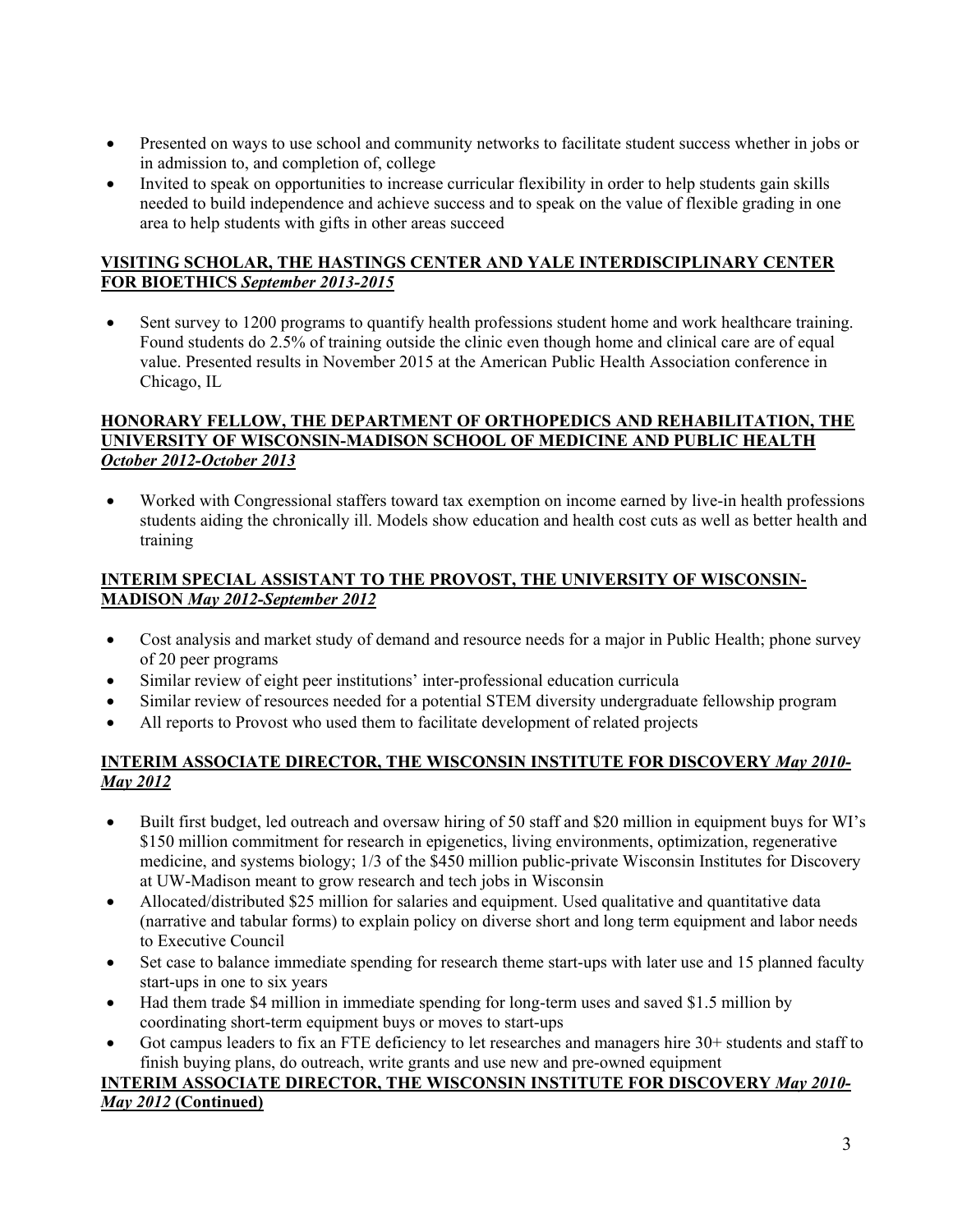- Presented on ways to use school and community networks to facilitate student success whether in jobs or in admission to, and completion of, college
- Invited to speak on opportunities to increase curricular flexibility in order to help students gain skills needed to build independence and achieve success and to speak on the value of flexible grading in one area to help students with gifts in other areas succeed

**VISITING SCHOLAR, THE HASTINGS CENTER AND YALE INTERDISCIPLINARY CENTER FOR BIOETHICS *September 2013-2015***

- Sent survey to 1200 programs to quantify health professions student home and work healthcare training. Found students do 2.5% of training outside the clinic even though home and clinical care are of equal value. Presented results in November 2015 at the American Public Health Association conference in Chicago, IL

**HONORARY FELLOW, THE DEPARTMENT OF ORTHOPEDICS AND REHABILITATION, THE UNIVERSITY OF WISCONSIN-MADISON SCHOOL OF MEDICINE AND PUBLIC HEALTH *October 2012-October 2013***

- Worked with Congressional staffers toward tax exemption on income earned by live-in health professions students aiding the chronically ill. Models show education and health cost cuts as well as better health and training

**INTERIM SPECIAL ASSISTANT TO THE PROVOST, THE UNIVERSITY OF WISCONSIN-MADISON *May 2012-September 2012***

- Cost analysis and market study of demand and resource needs for a major in Public Health; phone survey of 20 peer programs
- Similar review of eight peer institutions' inter-professional education curricula
- Similar review of resources needed for a potential STEM diversity undergraduate fellowship program
- All reports to Provost who used them to facilitate development of related projects

**INTERIM ASSOCIATE DIRECTOR, THE WISCONSIN INSTITUTE FOR DISCOVERY *May 2010-May 2012***

- Built first budget, led outreach and oversaw hiring of 50 staff and $20 million in equipment buys for WI's $150 million commitment for research in epigenetics, living environments, optimization, regenerative medicine, and systems biology; 1/3 of the $450 million public-private Wisconsin Institutes for Discovery at UW-Madison meant to grow research and tech jobs in Wisconsin
- Allocated/distributed $25 million for salaries and equipment. Used qualitative and quantitative data (narrative and tabular forms) to explain policy on diverse short and long term equipment and labor needs to Executive Council
- Set case to balance immediate spending for research theme start-ups with later use and 15 planned faculty start-ups in one to six years
- Had them trade $4 million in immediate spending for long-term uses and saved $1.5 million by coordinating short-term equipment buys or moves to start-ups
- Got campus leaders to fix an FTE deficiency to let researches and managers hire 30+ students and staff to finish buying plans, do outreach, write grants and use new and pre-owned equipment

**INTERIM ASSOCIATE DIRECTOR, THE WISCONSIN INSTITUTE FOR DISCOVERY *May 2010-May 2012* (Continued)**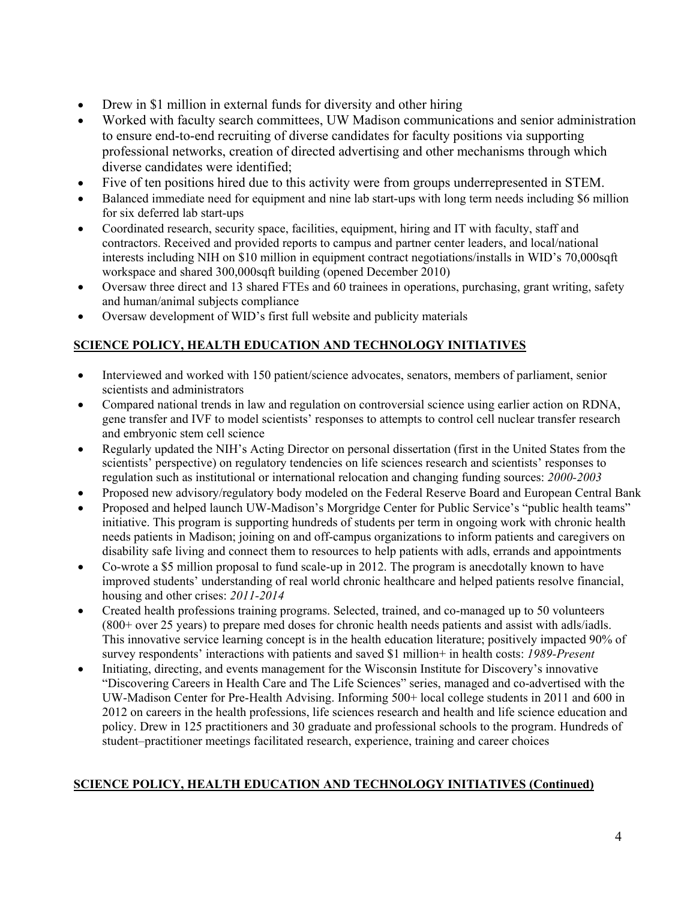- Drew in $1 million in external funds for diversity and other hiring
- Worked with faculty search committees, UW Madison communications and senior administration to ensure end-to-end recruiting of diverse candidates for faculty positions via supporting professional networks, creation of directed advertising and other mechanisms through which diverse candidates were identified;
- Five of ten positions hired due to this activity were from groups underrepresented in STEM.
- Balanced immediate need for equipment and nine lab start-ups with long term needs including $6 million for six deferred lab start-ups
- Coordinated research, security space, facilities, equipment, hiring and IT with faculty, staff and contractors. Received and provided reports to campus and partner center leaders, and local/national interests including NIH on $10 million in equipment contract negotiations/installs in WID's 70,000sqft workspace and shared 300,000sqft building (opened December 2010)
- Oversaw three direct and 13 shared FTEs and 60 trainees in operations, purchasing, grant writing, safety and human/animal subjects compliance
- Oversaw development of WID's first full website and publicity materials

## SCIENCE POLICY, HEALTH EDUCATION AND TECHNOLOGY INITIATIVES

- Interviewed and worked with 150 patient/science advocates, senators, members of parliament, senior scientists and administrators
- Compared national trends in law and regulation on controversial science using earlier action on RDNA, gene transfer and IVF to model scientists' responses to attempts to control cell nuclear transfer research and embryonic stem cell science
- Regularly updated the NIH's Acting Director on personal dissertation (first in the United States from the scientists' perspective) on regulatory tendencies on life sciences research and scientists' responses to regulation such as institutional or international relocation and changing funding sources: *2000-2003*
- Proposed new advisory/regulatory body modeled on the Federal Reserve Board and European Central Bank
- Proposed and helped launch UW-Madison's Morgridge Center for Public Service's "public health teams" initiative. This program is supporting hundreds of students per term in ongoing work with chronic health needs patients in Madison; joining on and off-campus organizations to inform patients and caregivers on disability safe living and connect them to resources to help patients with adls, errands and appointments
- Co-wrote a $5 million proposal to fund scale-up in 2012. The program is anecdotally known to have improved students' understanding of real world chronic healthcare and helped patients resolve financial, housing and other crises: *2011-2014*
- Created health professions training programs. Selected, trained, and co-managed up to 50 volunteers (800+ over 25 years) to prepare med doses for chronic health needs patients and assist with adls/iadls. This innovative service learning concept is in the health education literature; positively impacted 90% of survey respondents' interactions with patients and saved $1 million+ in health costs: *1989-Present*
- Initiating, directing, and events management for the Wisconsin Institute for Discovery's innovative "Discovering Careers in Health Care and The Life Sciences" series, managed and co-advertised with the UW-Madison Center for Pre-Health Advising. Informing 500+ local college students in 2011 and 600 in 2012 on careers in the health professions, life sciences research and health and life science education and policy. Drew in 125 practitioners and 30 graduate and professional schools to the program. Hundreds of student–practitioner meetings facilitated research, experience, training and career choices

## SCIENCE POLICY, HEALTH EDUCATION AND TECHNOLOGY INITIATIVES (Continued)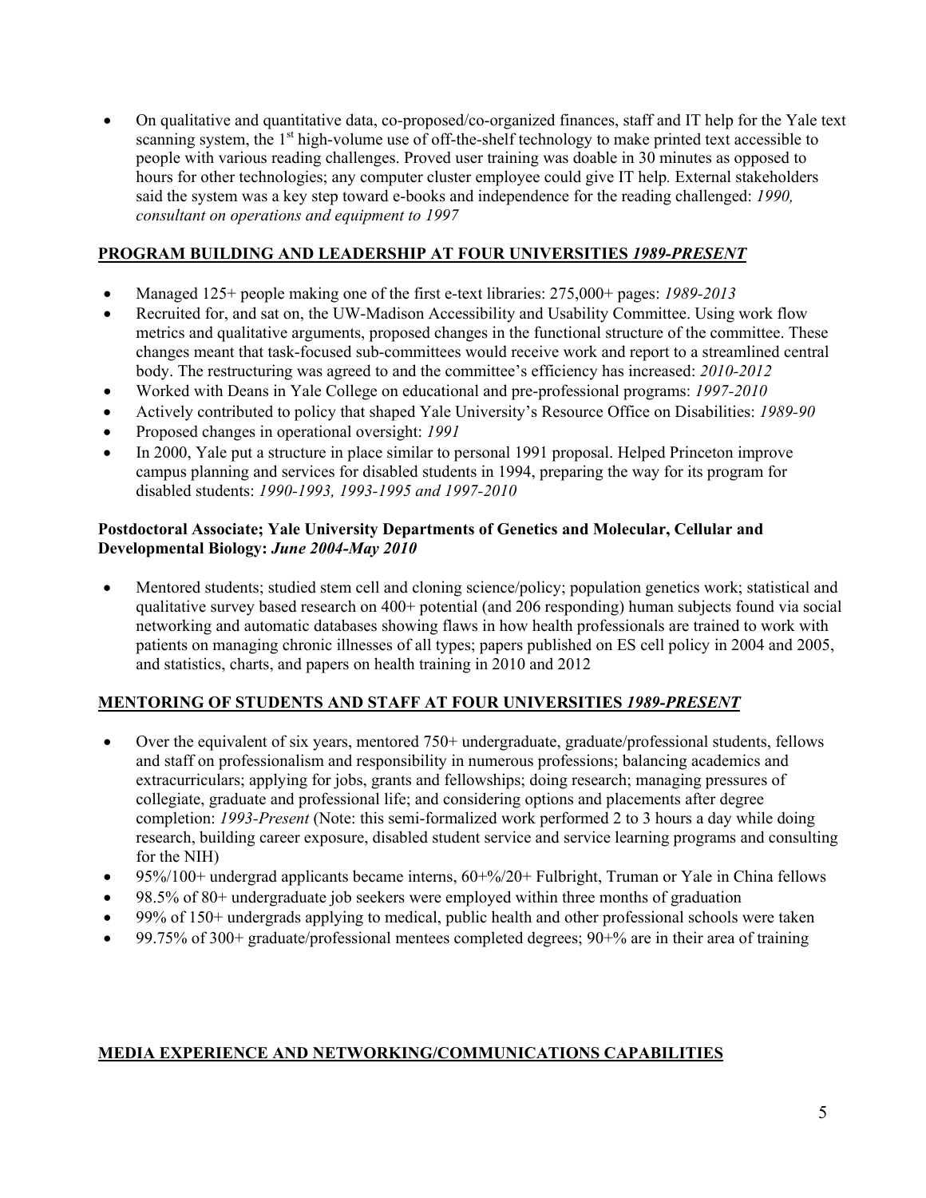- On qualitative and quantitative data, co-proposed/co-organized finances, staff and IT help for the Yale text scanning system, the 1st high-volume use of off-the-shelf technology to make printed text accessible to people with various reading challenges. Proved user training was doable in 30 minutes as opposed to hours for other technologies; any computer cluster employee could give IT help. External stakeholders said the system was a key step toward e-books and independence for the reading challenged: *1990, consultant on operations and equipment to 1997*

**PROGRAM BUILDING AND LEADERSHIP AT FOUR UNIVERSITIES *1989-PRESENT***

- Managed 125+ people making one of the first e-text libraries: 275,000+ pages: *1989-2013*
- Recruited for, and sat on, the UW-Madison Accessibility and Usability Committee. Using work flow metrics and qualitative arguments, proposed changes in the functional structure of the committee. These changes meant that task-focused sub-committees would receive work and report to a streamlined central body. The restructuring was agreed to and the committee's efficiency has increased: *2010-2012*
- Worked with Deans in Yale College on educational and pre-professional programs: *1997-2010*
- Actively contributed to policy that shaped Yale University's Resource Office on Disabilities: *1989-90*
- Proposed changes in operational oversight: *1991*
- In 2000, Yale put a structure in place similar to personal 1991 proposal. Helped Princeton improve campus planning and services for disabled students in 1994, preparing the way for its program for disabled students: *1990-1993, 1993-1995 and 1997-2010*

**Postdoctoral Associate; Yale University Departments of Genetics and Molecular, Cellular and Developmental Biology: *June 2004-May 2010***

- Mentored students; studied stem cell and cloning science/policy; population genetics work; statistical and qualitative survey based research on 400+ potential (and 206 responding) human subjects found via social networking and automatic databases showing flaws in how health professionals are trained to work with patients on managing chronic illnesses of all types; papers published on ES cell policy in 2004 and 2005, and statistics, charts, and papers on health training in 2010 and 2012

**MENTORING OF STUDENTS AND STAFF AT FOUR UNIVERSITIES *1989-PRESENT***

- Over the equivalent of six years, mentored 750+ undergraduate, graduate/professional students, fellows and staff on professionalism and responsibility in numerous professions; balancing academics and extracurriculars; applying for jobs, grants and fellowships; doing research; managing pressures of collegiate, graduate and professional life; and considering options and placements after degree completion: *1993-Present* (Note: this semi-formalized work performed 2 to 3 hours a day while doing research, building career exposure, disabled student service and service learning programs and consulting for the NIH)
- 95%/100+ undergrad applicants became interns, 60+%/20+ Fulbright, Truman or Yale in China fellows
- 98.5% of 80+ undergraduate job seekers were employed within three months of graduation
- 99% of 150+ undergrads applying to medical, public health and other professional schools were taken
- 99.75% of 300+ graduate/professional mentees completed degrees; 90+% are in their area of training

**MEDIA EXPERIENCE AND NETWORKING/COMMUNICATIONS CAPABILITIES**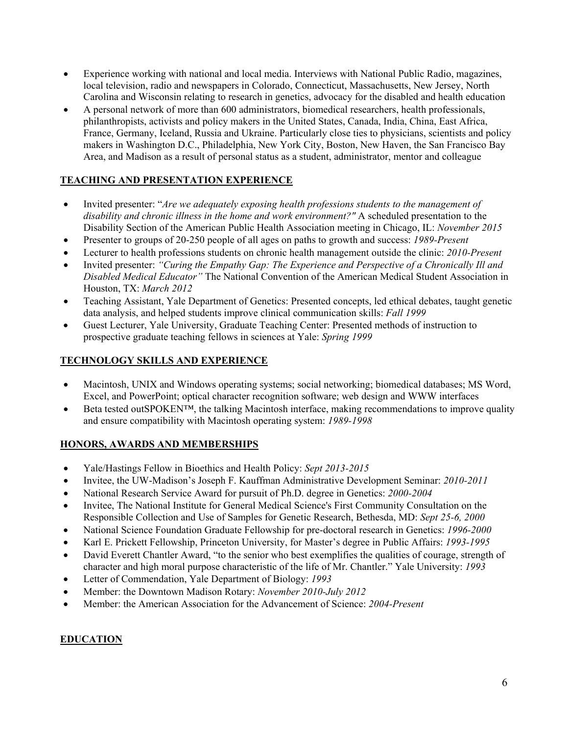- Experience working with national and local media. Interviews with National Public Radio, magazines, local television, radio and newspapers in Colorado, Connecticut, Massachusetts, New Jersey, North Carolina and Wisconsin relating to research in genetics, advocacy for the disabled and health education
- A personal network of more than 600 administrators, biomedical researchers, health professionals, philanthropists, activists and policy makers in the United States, Canada, India, China, East Africa, France, Germany, Iceland, Russia and Ukraine. Particularly close ties to physicians, scientists and policy makers in Washington D.C., Philadelphia, New York City, Boston, New Haven, the San Francisco Bay Area, and Madison as a result of personal status as a student, administrator, mentor and colleague

## TEACHING AND PRESENTATION EXPERIENCE

- Invited presenter: "*Are we adequately exposing health professions students to the management of disability and chronic illness in the home and work environment?"* A scheduled presentation to the Disability Section of the American Public Health Association meeting in Chicago, IL: *November 2015*
- Presenter to groups of 20-250 people of all ages on paths to growth and success: *1989-Present*
- Lecturer to health professions students on chronic health management outside the clinic: *2010-Present*
- Invited presenter: *"Curing the Empathy Gap: The Experience and Perspective of a Chronically Ill and Disabled Medical Educator"* The National Convention of the American Medical Student Association in Houston, TX: *March 2012*
- Teaching Assistant, Yale Department of Genetics: Presented concepts, led ethical debates, taught genetic data analysis, and helped students improve clinical communication skills: *Fall 1999*
- Guest Lecturer, Yale University, Graduate Teaching Center: Presented methods of instruction to prospective graduate teaching fellows in sciences at Yale: *Spring 1999*

## TECHNOLOGY SKILLS AND EXPERIENCE

- Macintosh, UNIX and Windows operating systems; social networking; biomedical databases; MS Word, Excel, and PowerPoint; optical character recognition software; web design and WWW interfaces
- Beta tested outSPOKEN™, the talking Macintosh interface, making recommendations to improve quality and ensure compatibility with Macintosh operating system: *1989-1998*

## HONORS, AWARDS AND MEMBERSHIPS

- Yale/Hastings Fellow in Bioethics and Health Policy: *Sept 2013-2015*
- Invitee, the UW-Madison's Joseph F. Kauffman Administrative Development Seminar: *2010-2011*
- National Research Service Award for pursuit of Ph.D. degree in Genetics: *2000-2004*
- Invitee, The National Institute for General Medical Science's First Community Consultation on the Responsible Collection and Use of Samples for Genetic Research, Bethesda, MD: *Sept 25-6, 2000*
- National Science Foundation Graduate Fellowship for pre-doctoral research in Genetics: *1996-2000*
- Karl E. Prickett Fellowship, Princeton University, for Master's degree in Public Affairs: *1993-1995*
- David Everett Chantler Award, "to the senior who best exemplifies the qualities of courage, strength of character and high moral purpose characteristic of the life of Mr. Chantler." Yale University: *1993*
- Letter of Commendation, Yale Department of Biology: *1993*
- Member: the Downtown Madison Rotary: *November 2010-July 2012*
- Member: the American Association for the Advancement of Science: *2004-Present*

## EDUCATION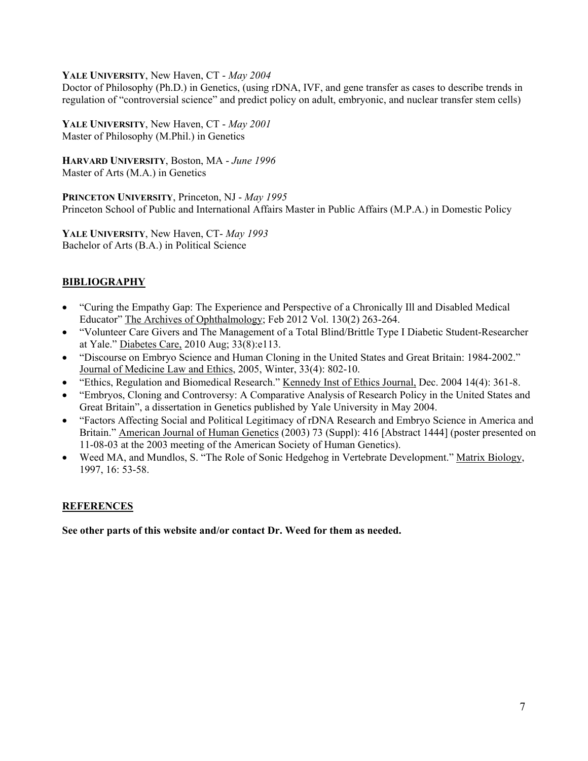**YALE UNIVERSITY**, New Haven, CT - *May 2004*
Doctor of Philosophy (Ph.D.) in Genetics, (using rDNA, IVF, and gene transfer as cases to describe trends in regulation of "controversial science" and predict policy on adult, embryonic, and nuclear transfer stem cells)

**YALE UNIVERSITY**, New Haven, CT - *May 2001*
Master of Philosophy (M.Phil.) in Genetics

**HARVARD UNIVERSITY**, Boston, MA - *June 1996*
Master of Arts (M.A.) in Genetics

**PRINCETON UNIVERSITY**, Princeton, NJ - *May 1995*
Princeton School of Public and International Affairs Master in Public Affairs (M.P.A.) in Domestic Policy

**YALE UNIVERSITY**, New Haven, CT- *May 1993*
Bachelor of Arts (B.A.) in Political Science

## BIBLIOGRAPHY

- "Curing the Empathy Gap: The Experience and Perspective of a Chronically Ill and Disabled Medical Educator" The Archives of Ophthalmology; Feb 2012 Vol. 130(2) 263-264.
- "Volunteer Care Givers and The Management of a Total Blind/Brittle Type I Diabetic Student-Researcher at Yale." Diabetes Care, 2010 Aug; 33(8):e113.
- "Discourse on Embryo Science and Human Cloning in the United States and Great Britain: 1984-2002." Journal of Medicine Law and Ethics, 2005, Winter, 33(4): 802-10.
- "Ethics, Regulation and Biomedical Research." Kennedy Inst of Ethics Journal, Dec. 2004 14(4): 361-8.
- "Embryos, Cloning and Controversy: A Comparative Analysis of Research Policy in the United States and Great Britain", a dissertation in Genetics published by Yale University in May 2004.
- "Factors Affecting Social and Political Legitimacy of rDNA Research and Embryo Science in America and Britain." American Journal of Human Genetics (2003) 73 (Suppl): 416 [Abstract 1444] (poster presented on 11-08-03 at the 2003 meeting of the American Society of Human Genetics).
- Weed MA, and Mundlos, S. "The Role of Sonic Hedgehog in Vertebrate Development." Matrix Biology, 1997, 16: 53-58.

## REFERENCES

**See other parts of this website and/or contact Dr. Weed for them as needed.**